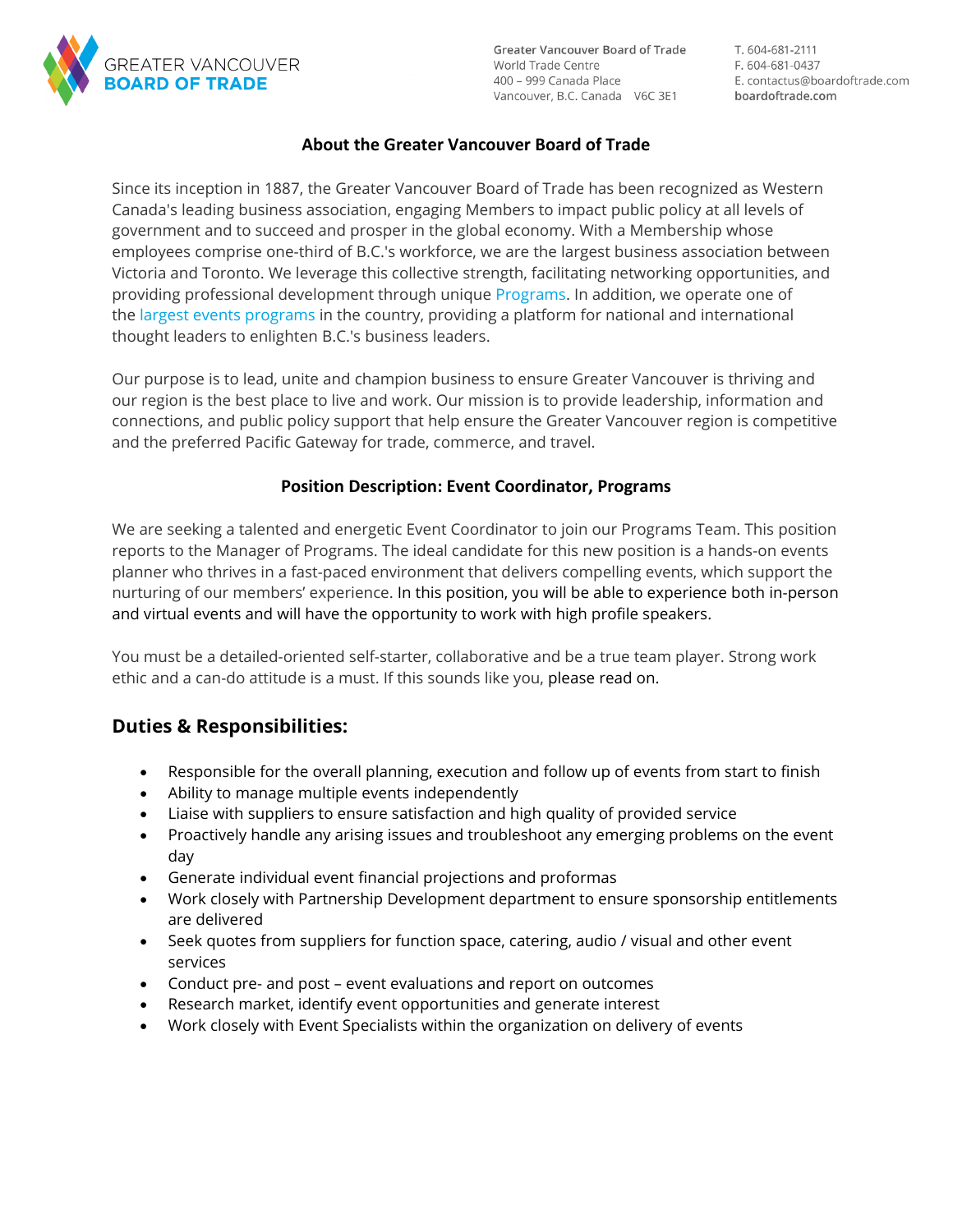GREATER VANCOUVER
**BOARD OF TRADE**

**Greater Vancouver Board of Trade**
World Trade Centre
400 – 999 Canada Place
Vancouver, B.C. Canada V6C 3E1

T. 604-681-2111
F. 604-681-0437
E. contactus@boardoftrade.com
**boardoftrade.com**

### About the Greater Vancouver Board of Trade

Since its inception in 1887, the Greater Vancouver Board of Trade has been recognized as Western Canada's leading business association, engaging Members to impact public policy at all levels of government and to succeed and prosper in the global economy. With a Membership whose employees comprise one-third of B.C.'s workforce, we are the largest business association between Victoria and Toronto. We leverage this collective strength, facilitating networking opportunities, and providing professional development through unique Programs. In addition, we operate one of the largest events programs in the country, providing a platform for national and international thought leaders to enlighten B.C.'s business leaders.

Our purpose is to lead, unite and champion business to ensure Greater Vancouver is thriving and our region is the best place to live and work. Our mission is to provide leadership, information and connections, and public policy support that help ensure the Greater Vancouver region is competitive and the preferred Pacific Gateway for trade, commerce, and travel.

### Position Description: Event Coordinator, Programs

We are seeking a talented and energetic Event Coordinator to join our Programs Team. This position reports to the Manager of Programs. The ideal candidate for this new position is a hands-on events planner who thrives in a fast-paced environment that delivers compelling events, which support the nurturing of our members' experience. In this position, you will be able to experience both in-person and virtual events and will have the opportunity to work with high profile speakers.

You must be a detailed-oriented self-starter, collaborative and be a true team player. Strong work ethic and a can-do attitude is a must. If this sounds like you, please read on.

## Duties & Responsibilities:

- Responsible for the overall planning, execution and follow up of events from start to finish
- Ability to manage multiple events independently
- Liaise with suppliers to ensure satisfaction and high quality of provided service
- Proactively handle any arising issues and troubleshoot any emerging problems on the event day
- Generate individual event financial projections and proformas
- Work closely with Partnership Development department to ensure sponsorship entitlements are delivered
- Seek quotes from suppliers for function space, catering, audio / visual and other event services
- Conduct pre- and post – event evaluations and report on outcomes
- Research market, identify event opportunities and generate interest
- Work closely with Event Specialists within the organization on delivery of events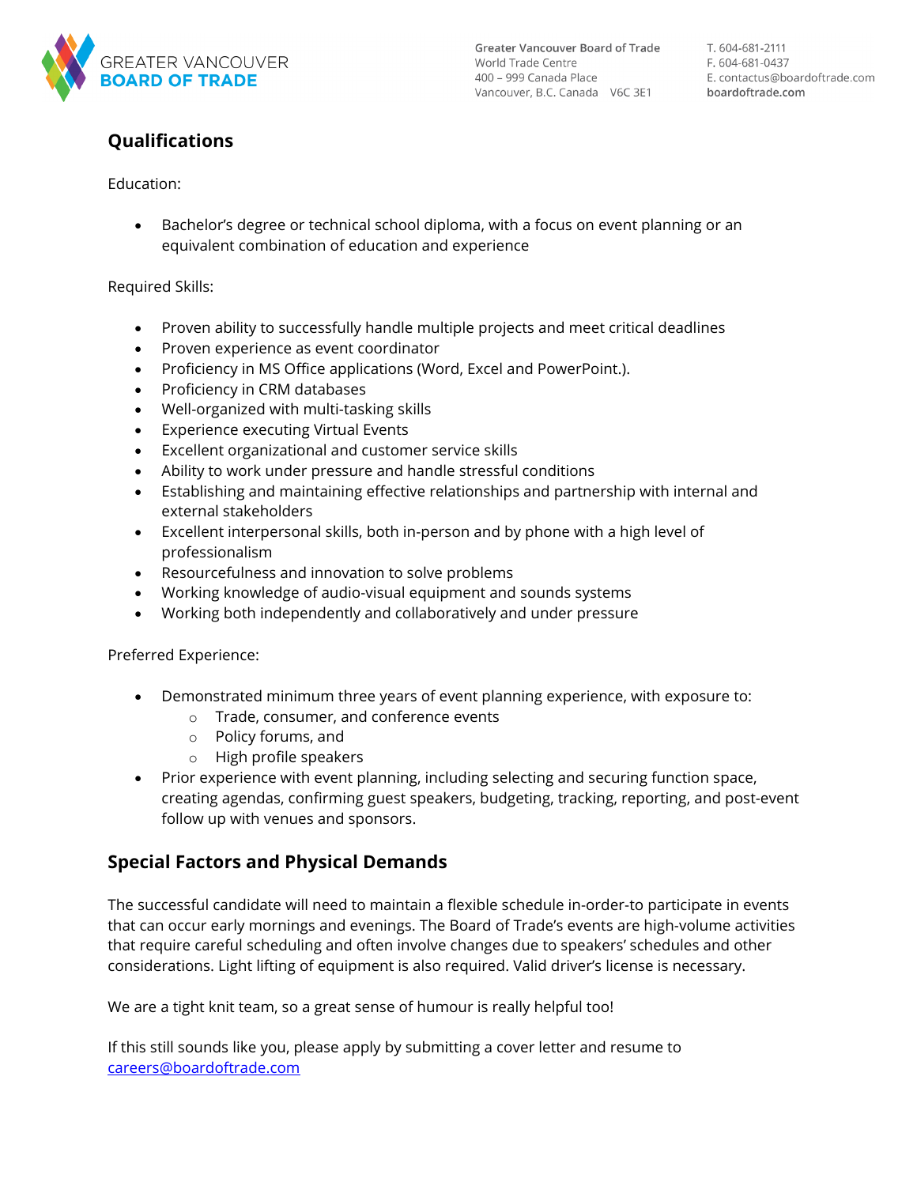## Qualifications

Education:

- Bachelor's degree or technical school diploma, with a focus on event planning or an equivalent combination of education and experience

Required Skills:

- Proven ability to successfully handle multiple projects and meet critical deadlines
- Proven experience as event coordinator
- Proficiency in MS Office applications (Word, Excel and PowerPoint.).
- Proficiency in CRM databases
- Well-organized with multi-tasking skills
- Experience executing Virtual Events
- Excellent organizational and customer service skills
- Ability to work under pressure and handle stressful conditions
- Establishing and maintaining effective relationships and partnership with internal and external stakeholders
- Excellent interpersonal skills, both in-person and by phone with a high level of professionalism
- Resourcefulness and innovation to solve problems
- Working knowledge of audio-visual equipment and sounds systems
- Working both independently and collaboratively and under pressure

Preferred Experience:

- Demonstrated minimum three years of event planning experience, with exposure to:
  - Trade, consumer, and conference events
  - Policy forums, and
  - High profile speakers
- Prior experience with event planning, including selecting and securing function space, creating agendas, confirming guest speakers, budgeting, tracking, reporting, and post-event follow up with venues and sponsors.

## Special Factors and Physical Demands

The successful candidate will need to maintain a flexible schedule in-order-to participate in events that can occur early mornings and evenings. The Board of Trade's events are high-volume activities that require careful scheduling and often involve changes due to speakers' schedules and other considerations. Light lifting of equipment is also required. Valid driver's license is necessary.

We are a tight knit team, so a great sense of humour is really helpful too!

If this still sounds like you, please apply by submitting a cover letter and resume to [careers@boardoftrade.com](mailto:careers@boardoftrade.com)